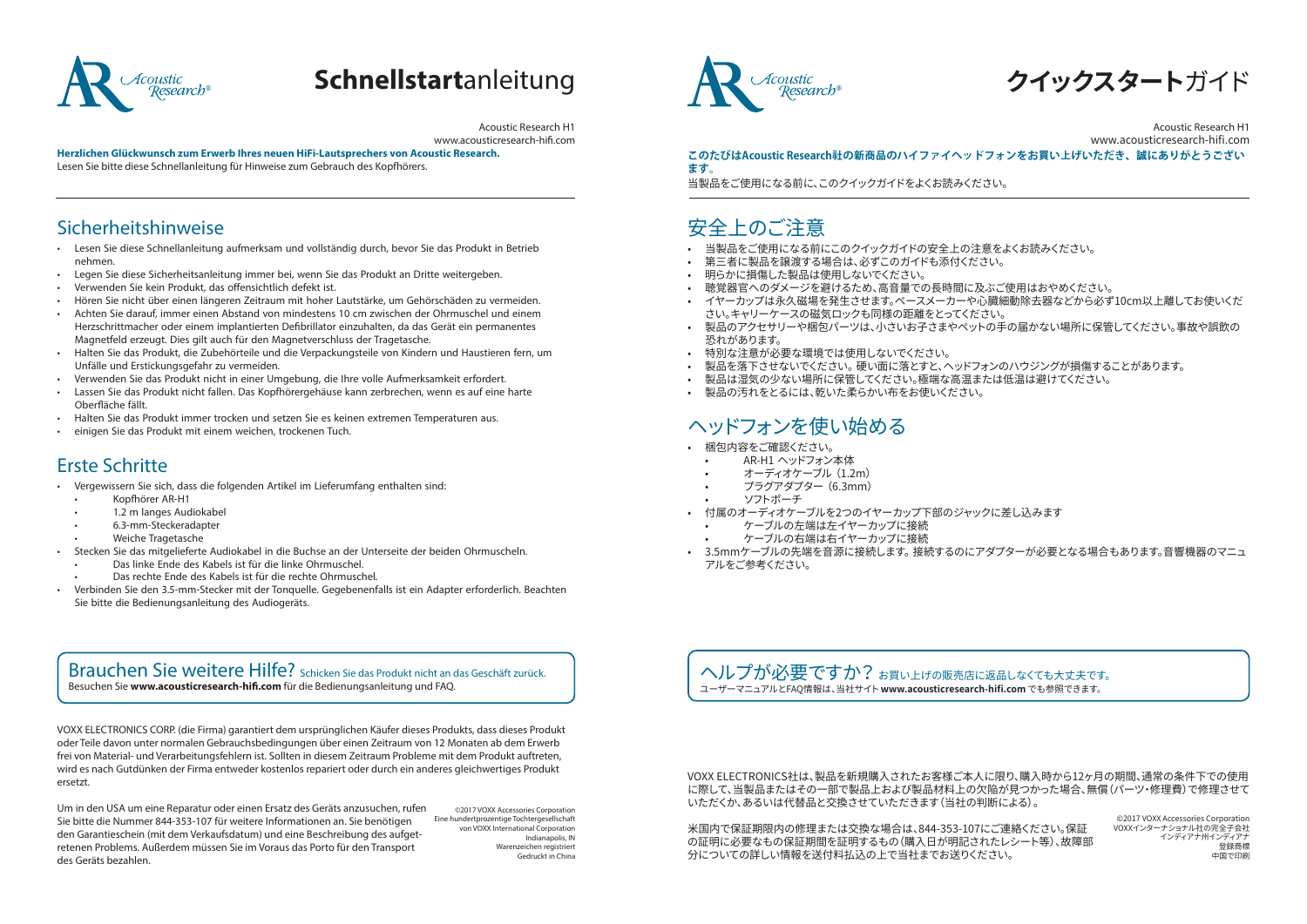# **Schnellstart**anleitung

Acoustic Research H1
www.acousticresearch-hifi.com

**Herzlichen Glückwunsch zum Erwerb Ihres neuen HiFi-Lautsprechers von Acoustic Research.**
Lesen Sie bitte diese Schnellanleitung für Hinweise zum Gebrauch des Kopfhörers.

## Sicherheitshinweise

- Lesen Sie diese Schnellanleitung aufmerksam und vollständig durch, bevor Sie das Produkt in Betrieb nehmen.
- Legen Sie diese Sicherheitsanleitung immer bei, wenn Sie das Produkt an Dritte weitergeben.
- Verwenden Sie kein Produkt, das offensichtlich defekt ist.
- Hören Sie nicht über einen längeren Zeitraum mit hoher Lautstärke, um Gehörschäden zu vermeiden.
- Achten Sie darauf, immer einen Abstand von mindestens 10 cm zwischen der Ohrmuschel und einem Herzschrittmacher oder einem implantierten Defibrillator einzuhalten, da das Gerät ein permanentes Magnetfeld erzeugt. Dies gilt auch für den Magnetverschluss der Tragetasche.
- Halten Sie das Produkt, die Zubehörteile und die Verpackungsteile von Kindern und Haustieren fern, um Unfälle und Erstickungsgefahr zu vermeiden.
- Verwenden Sie das Produkt nicht in einer Umgebung, die Ihre volle Aufmerksamkeit erfordert.
- Lassen Sie das Produkt nicht fallen. Das Kopfhörergehäuse kann zerbrechen, wenn es auf eine harte Oberfläche fällt.
- Halten Sie das Produkt immer trocken und setzen Sie es keinen extremen Temperaturen aus.
- einigen Sie das Produkt mit einem weichen, trockenen Tuch.

## Erste Schritte

- Vergewissern Sie sich, dass die folgenden Artikel im Lieferumfang enthalten sind:
  - Kopfhörer AR-H1
  - 1.2 m langes Audiokabel
  - 6.3-mm-Steckeradapter
  - Weiche Tragetasche
- Stecken Sie das mitgelieferte Audiokabel in die Buchse an der Unterseite der beiden Ohrmuscheln.
  - Das linke Ende des Kabels ist für die linke Ohrmuschel.
  - Das rechte Ende des Kabels ist für die rechte Ohrmuschel.
- Verbinden Sie den 3.5-mm-Stecker mit der Tonquelle. Gegebenenfalls ist ein Adapter erforderlich. Beachten Sie bitte die Bedienungsanleitung des Audiogeräts.

## Brauchen Sie weitere Hilfe? Schicken Sie das Produkt nicht an das Geschäft zurück.

Besuchen Sie **www.acousticresearch-hifi.com** für die Bedienungsanleitung und FAQ.

VOXX ELECTRONICS CORP. (die Firma) garantiert dem ursprünglichen Käufer dieses Produkts, dass dieses Produkt oder Teile davon unter normalen Gebrauchsbedingungen über einen Zeitraum von 12 Monaten ab dem Erwerb frei von Material- und Verarbeitungsfehlern ist. Sollten in diesem Zeitraum Probleme mit dem Produkt auftreten, wird es nach Gutdünken der Firma entweder kostenlos repariert oder durch ein anderes gleichwertiges Produkt ersetzt.

Um in den USA um eine Reparatur oder einen Ersatz des Geräts anzusuchen, rufen Sie bitte die Nummer 844-353-107 für weitere Informationen an. Sie benötigen den Garantieschein (mit dem Verkaufsdatum) und eine Beschreibung des aufgetretenen Problems. Außerdem müssen Sie im Voraus das Porto für den Transport des Geräts bezahlen.

©2017 VOXX Accessories Corporation
Eine hundertprozentige Tochtergesellschaft von VOXX International Corporation
Indianapolis, IN
Warenzeichen registriert
Gedruckt in China

# **クイックスタート**ガイド

Acoustic Research H1
www.acousticresearch-hifi.com

**このたびはAcoustic Research社の新商品のハイファイヘッドフォンをお買い上げいただき、誠にありがとうございます。**
当製品をご使用になる前に、このクイックガイドをよくお読みください。

## 安全上のご注意

- 当製品をご使用になる前にこのクイックガイドの安全上の注意をよくお読みください。
- 第三者に製品を譲渡する場合は、必ずこのガイドも添付ください。
- 明らかに損傷した製品は使用しないでください。
- 聴覚器官へのダメージを避けるため、高音量での長時間に及ぶご使用はおやめください。
- イヤーカップは永久磁場を発生させます。ペースメーカーや心臓細動除去器などから必ず10cm以上離してお使いください。キャリーケースの磁気ロックも同様の距離をとってください。
- 製品のアクセサリーや梱包パーツは、小さいお子さまやペットの手の届かない場所に保管してください。事故や誤飲の恐れがあります。
- 特別な注意が必要な環境では使用しないでください。
- 製品を落下させないでください。硬い面に落とすと、ヘッドフォンのハウジングが損傷することがあります。
- 製品は湿気の少ない場所に保管してください。極端な高温または低温は避けてください。
- 製品の汚れをとるには、乾いた柔らかい布をお使いください。

## ヘッドフォンを使い始める

- 梱包内容をご確認ください。
  - AR-H1 ヘッドフォン本体
  - オーディオケーブル（1.2m）
  - プラグアダプター（6.3mm）
  - ソフトポーチ
- 付属のオーディオケーブルを2つのイヤーカップ下部のジャックに差し込みます
  - ケーブルの左端は左イヤーカップに接続
  - ケーブルの右端は右イヤーカップに接続
- 3.5mmケーブルの先端を音源に接続します。接続するのにアダプターが必要となる場合もあります。音響機器のマニュアルをご参考ください。

## ヘルプが必要ですか？ お買い上げの販売店に返品しなくても大丈夫です。

ユーザーマニュアルとFAQ情報は、当社サイト **www.acousticresearch-hifi.com** でも参照できます。

VOXX ELECTRONICS社は、製品を新規購入されたお客様ご本人に限り、購入時から12ヶ月の期間、通常の条件下での使用に際して、当製品またはその一部で製品上および製品材料上の欠陥が見つかった場合、無償（パーツ・修理費）で修理させていただくか、あるいは代替品と交換させていただきます（当社の判断による）。

米国内で保証期限内の修理または交換な場合は、844-353-107にご連絡ください。保証の証明に必要なもの保証期間を証明するもの（購入日が明記されたレシート等）、故障部分についての詳しい情報を送付料払込の上で当社までお送りください。

©2017 VOXX Accessories Corporation
VOXXインターナショナル社の完全子会社
インディアナ州インディアナ
登録商標
中国で印刷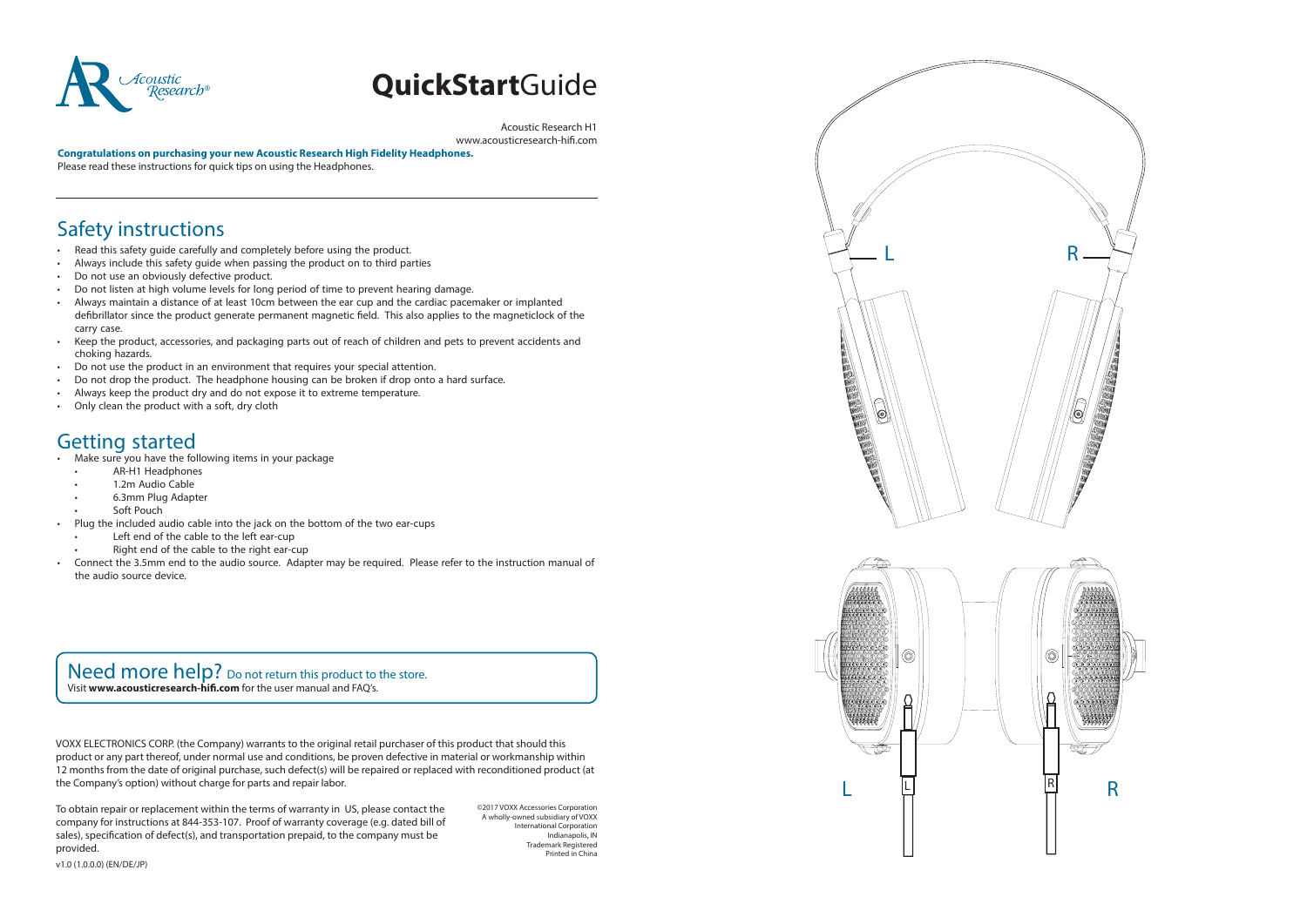# **QuickStart**Guide

Acoustic Research H1
www.acousticresearch-hifi.com

**Congratulations on purchasing your new Acoustic Research High Fidelity Headphones.**
Please read these instructions for quick tips on using the Headphones.

## Safety instructions

- Read this safety guide carefully and completely before using the product.
- Always include this safety guide when passing the product on to third parties
- Do not use an obviously defective product.
- Do not listen at high volume levels for long period of time to prevent hearing damage.
- Always maintain a distance of at least 10cm between the ear cup and the cardiac pacemaker or implanted defibrillator since the product generate permanent magnetic field. This also applies to the magneticlock of the carry case.
- Keep the product, accessories, and packaging parts out of reach of children and pets to prevent accidents and choking hazards.
- Do not use the product in an environment that requires your special attention.
- Do not drop the product. The headphone housing can be broken if drop onto a hard surface.
- Always keep the product dry and do not expose it to extreme temperature.
- Only clean the product with a soft, dry cloth

## Getting started

- Make sure you have the following items in your package
  - AR-H1 Headphones
  - 1.2m Audio Cable
  - 6.3mm Plug Adapter
  - Soft Pouch
- Plug the included audio cable into the jack on the bottom of the two ear-cups
  - Left end of the cable to the left ear-cup
  - Right end of the cable to the right ear-cup
- Connect the 3.5mm end to the audio source. Adapter may be required. Please refer to the instruction manual of the audio source device.

## Need more help? Do not return this product to the store.

Visit **www.acousticresearch-hifi.com** for the user manual and FAQ's.

VOXX ELECTRONICS CORP. (the Company) warrants to the original retail purchaser of this product that should this product or any part thereof, under normal use and conditions, be proven defective in material or workmanship within 12 months from the date of original purchase, such defect(s) will be repaired or replaced with reconditioned product (at the Company's option) without charge for parts and repair labor.

To obtain repair or replacement within the terms of warranty in US, please contact the company for instructions at 844-353-107. Proof of warranty coverage (e.g. dated bill of sales), specification of defect(s), and transportation prepaid, to the company must be provided.

©2017 VOXX Accessories Corporation
A wholly-owned subsidiary of VOXX International Corporation
Indianapolis, IN
Trademark Registered
Printed in China

v1.0 (1.0.0.0) (EN/DE/JP)

L R

L L R R